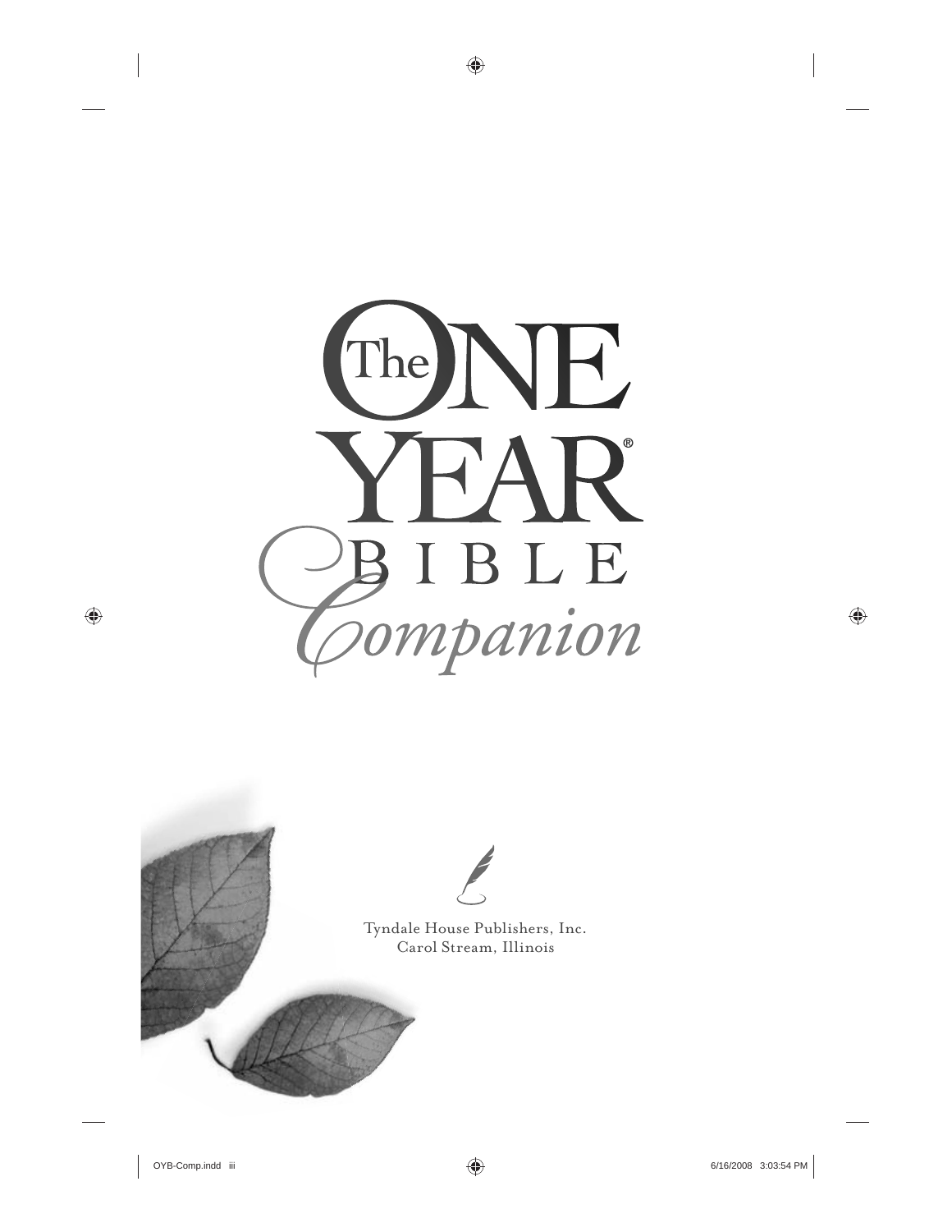# The ONE YEAR® BIBLE Companion

Tyndale House Publishers, Inc.
Carol Stream, Illinois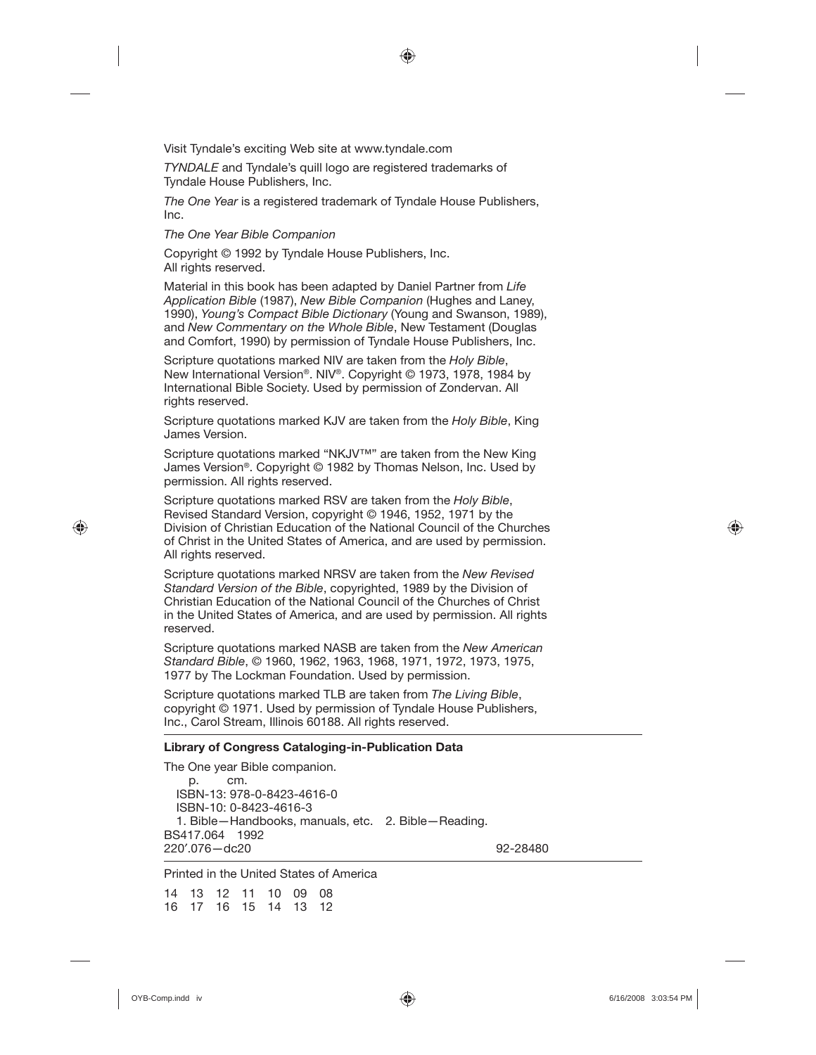Visit Tyndale's exciting Web site at www.tyndale.com

*TYNDALE* and Tyndale's quill logo are registered trademarks of Tyndale House Publishers, Inc.

*The One Year* is a registered trademark of Tyndale House Publishers, Inc.

*The One Year Bible Companion*

Copyright © 1992 by Tyndale House Publishers, Inc.
All rights reserved.

Material in this book has been adapted by Daniel Partner from *Life Application Bible* (1987), *New Bible Companion* (Hughes and Laney, 1990), *Young's Compact Bible Dictionary* (Young and Swanson, 1989), and *New Commentary on the Whole Bible*, New Testament (Douglas and Comfort, 1990) by permission of Tyndale House Publishers, Inc.

Scripture quotations marked NIV are taken from the *Holy Bible*, New International Version®. NIV®. Copyright © 1973, 1978, 1984 by International Bible Society. Used by permission of Zondervan. All rights reserved.

Scripture quotations marked KJV are taken from the *Holy Bible*, King James Version.

Scripture quotations marked "NKJV™" are taken from the New King James Version®. Copyright © 1982 by Thomas Nelson, Inc. Used by permission. All rights reserved.

Scripture quotations marked RSV are taken from the *Holy Bible*, Revised Standard Version, copyright © 1946, 1952, 1971 by the Division of Christian Education of the National Council of the Churches of Christ in the United States of America, and are used by permission. All rights reserved.

Scripture quotations marked NRSV are taken from the *New Revised Standard Version of the Bible*, copyrighted, 1989 by the Division of Christian Education of the National Council of the Churches of Christ in the United States of America, and are used by permission. All rights reserved.

Scripture quotations marked NASB are taken from the *New American Standard Bible*, © 1960, 1962, 1963, 1968, 1971, 1972, 1973, 1975, 1977 by The Lockman Foundation. Used by permission.

Scripture quotations marked TLB are taken from *The Living Bible*, copyright © 1971. Used by permission of Tyndale House Publishers, Inc., Carol Stream, Illinois 60188. All rights reserved.

---

**Library of Congress Cataloging-in-Publication Data**

The One year Bible companion.
p. cm.
ISBN-13: 978-0-8423-4616-0
ISBN-10: 0-8423-4616-3
1. Bible—Handbooks, manuals, etc. 2. Bible—Reading.
BS417.064 1992
220′.076—dc20 92-28480

---

Printed in the United States of America

14 13 12 11 10 09 08
16 17 16 15 14 13 12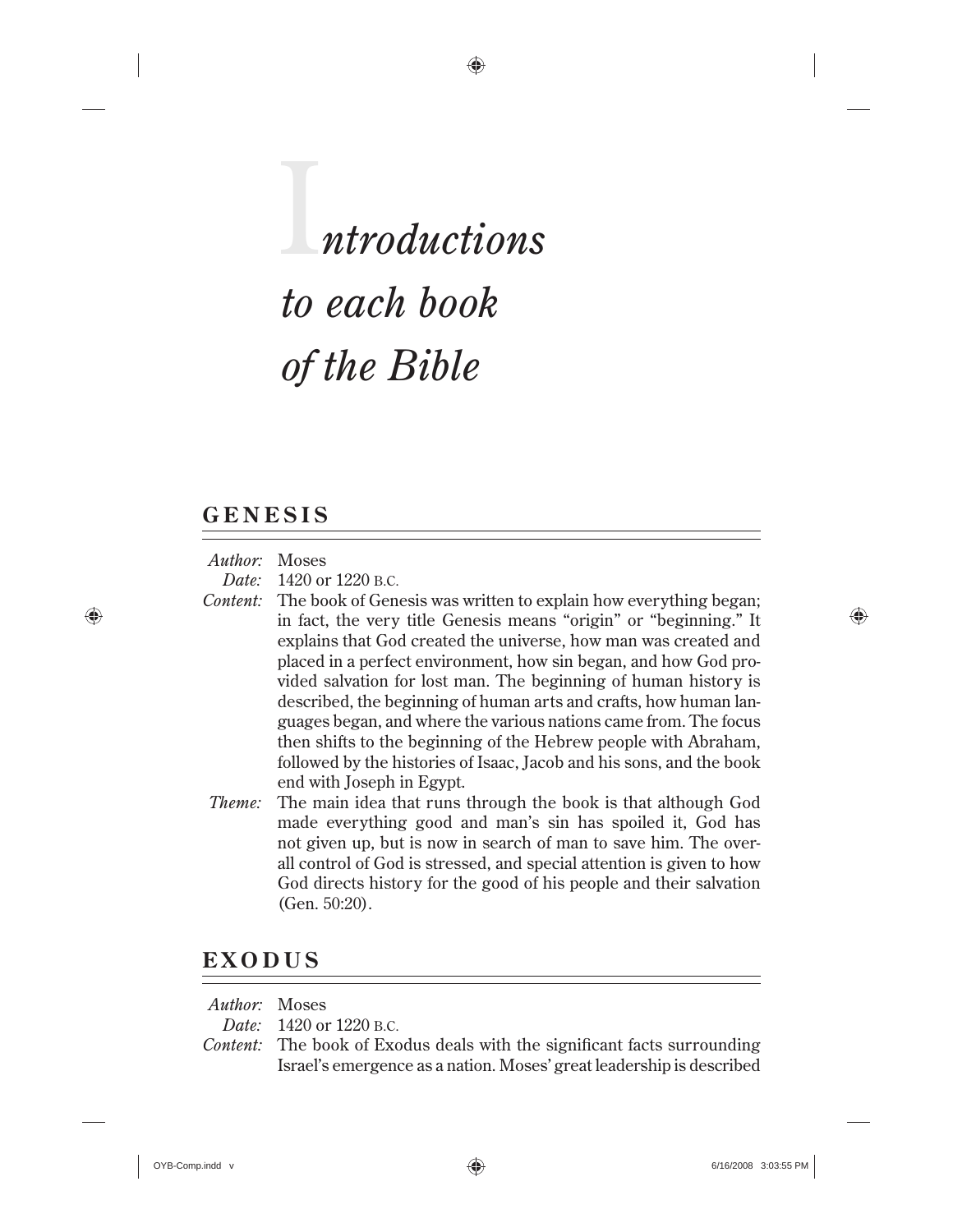# *Introductions to each book of the Bible*

## GENESIS

*Author:* Moses

*Date:* 1420 or 1220 B.C.

*Content:* The book of Genesis was written to explain how everything began; in fact, the very title Genesis means "origin" or "beginning." It explains that God created the universe, how man was created and placed in a perfect environment, how sin began, and how God provided salvation for lost man. The beginning of human history is described, the beginning of human arts and crafts, how human languages began, and where the various nations came from. The focus then shifts to the beginning of the Hebrew people with Abraham, followed by the histories of Isaac, Jacob and his sons, and the book end with Joseph in Egypt.

*Theme:* The main idea that runs through the book is that although God made everything good and man's sin has spoiled it, God has not given up, but is now in search of man to save him. The overall control of God is stressed, and special attention is given to how God directs history for the good of his people and their salvation (Gen. 50:20).

## EXODUS

*Author:* Moses

*Date:* 1420 or 1220 B.C.

*Content:* The book of Exodus deals with the significant facts surrounding Israel's emergence as a nation. Moses' great leadership is described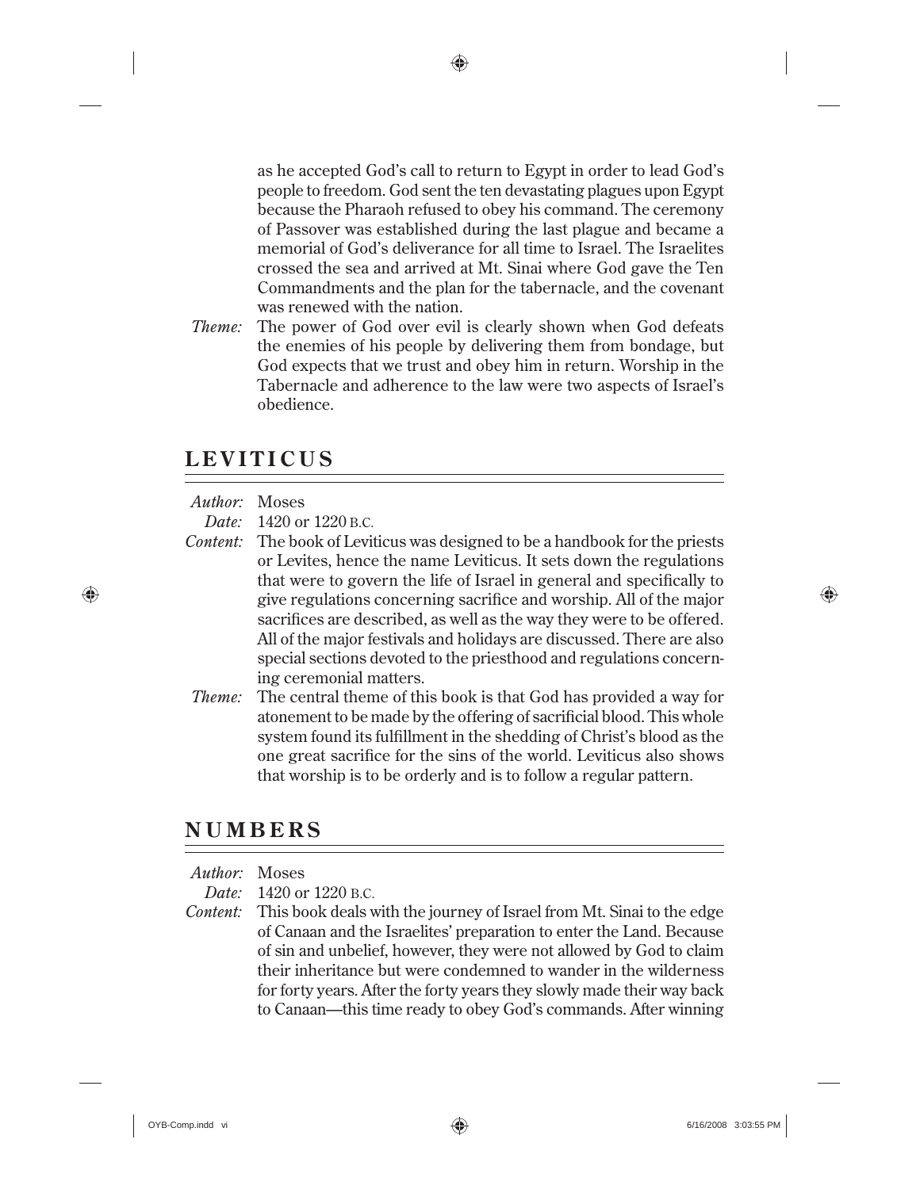as he accepted God's call to return to Egypt in order to lead God's people to freedom. God sent the ten devastating plagues upon Egypt because the Pharaoh refused to obey his command. The ceremony of Passover was established during the last plague and became a memorial of God's deliverance for all time to Israel. The Israelites crossed the sea and arrived at Mt. Sinai where God gave the Ten Commandments and the plan for the tabernacle, and the covenant was renewed with the nation.

*Theme:* The power of God over evil is clearly shown when God defeats the enemies of his people by delivering them from bondage, but God expects that we trust and obey him in return. Worship in the Tabernacle and adherence to the law were two aspects of Israel's obedience.

## LEVITICUS

*Author:* Moses

*Date:* 1420 or 1220 B.C.

*Content:* The book of Leviticus was designed to be a handbook for the priests or Levites, hence the name Leviticus. It sets down the regulations that were to govern the life of Israel in general and specifically to give regulations concerning sacrifice and worship. All of the major sacrifices are described, as well as the way they were to be offered. All of the major festivals and holidays are discussed. There are also special sections devoted to the priesthood and regulations concerning ceremonial matters.

*Theme:* The central theme of this book is that God has provided a way for atonement to be made by the offering of sacrificial blood. This whole system found its fulfillment in the shedding of Christ's blood as the one great sacrifice for the sins of the world. Leviticus also shows that worship is to be orderly and is to follow a regular pattern.

## NUMBERS

*Author:* Moses

*Date:* 1420 or 1220 B.C.

*Content:* This book deals with the journey of Israel from Mt. Sinai to the edge of Canaan and the Israelites' preparation to enter the Land. Because of sin and unbelief, however, they were not allowed by God to claim their inheritance but were condemned to wander in the wilderness for forty years. After the forty years they slowly made their way back to Canaan—this time ready to obey God's commands. After winning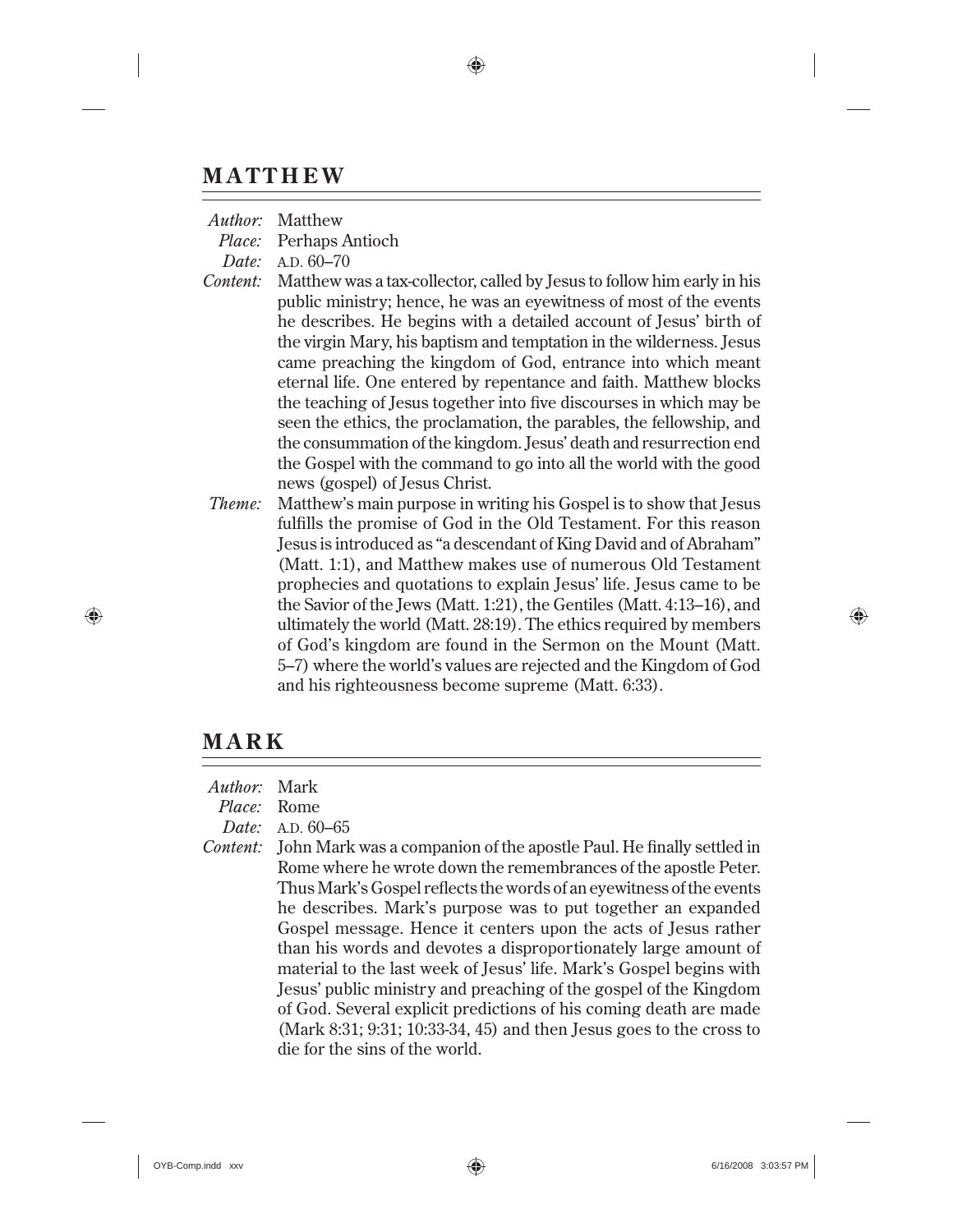## MATTHEW

*Author:* Matthew

*Place:* Perhaps Antioch

*Date:* A.D. 60–70

*Content:* Matthew was a tax-collector, called by Jesus to follow him early in his public ministry; hence, he was an eyewitness of most of the events he describes. He begins with a detailed account of Jesus' birth of the virgin Mary, his baptism and temptation in the wilderness. Jesus came preaching the kingdom of God, entrance into which meant eternal life. One entered by repentance and faith. Matthew blocks the teaching of Jesus together into five discourses in which may be seen the ethics, the proclamation, the parables, the fellowship, and the consummation of the kingdom. Jesus' death and resurrection end the Gospel with the command to go into all the world with the good news (gospel) of Jesus Christ.

*Theme:* Matthew's main purpose in writing his Gospel is to show that Jesus fulfills the promise of God in the Old Testament. For this reason Jesus is introduced as "a descendant of King David and of Abraham" (Matt. 1:1), and Matthew makes use of numerous Old Testament prophecies and quotations to explain Jesus' life. Jesus came to be the Savior of the Jews (Matt. 1:21), the Gentiles (Matt. 4:13–16), and ultimately the world (Matt. 28:19). The ethics required by members of God's kingdom are found in the Sermon on the Mount (Matt. 5–7) where the world's values are rejected and the Kingdom of God and his righteousness become supreme (Matt. 6:33).

## MARK

*Author:* Mark

*Place:* Rome

*Date:* A.D. 60–65

*Content:* John Mark was a companion of the apostle Paul. He finally settled in Rome where he wrote down the remembrances of the apostle Peter. Thus Mark's Gospel reflects the words of an eyewitness of the events he describes. Mark's purpose was to put together an expanded Gospel message. Hence it centers upon the acts of Jesus rather than his words and devotes a disproportionately large amount of material to the last week of Jesus' life. Mark's Gospel begins with Jesus' public ministry and preaching of the gospel of the Kingdom of God. Several explicit predictions of his coming death are made (Mark 8:31; 9:31; 10:33-34, 45) and then Jesus goes to the cross to die for the sins of the world.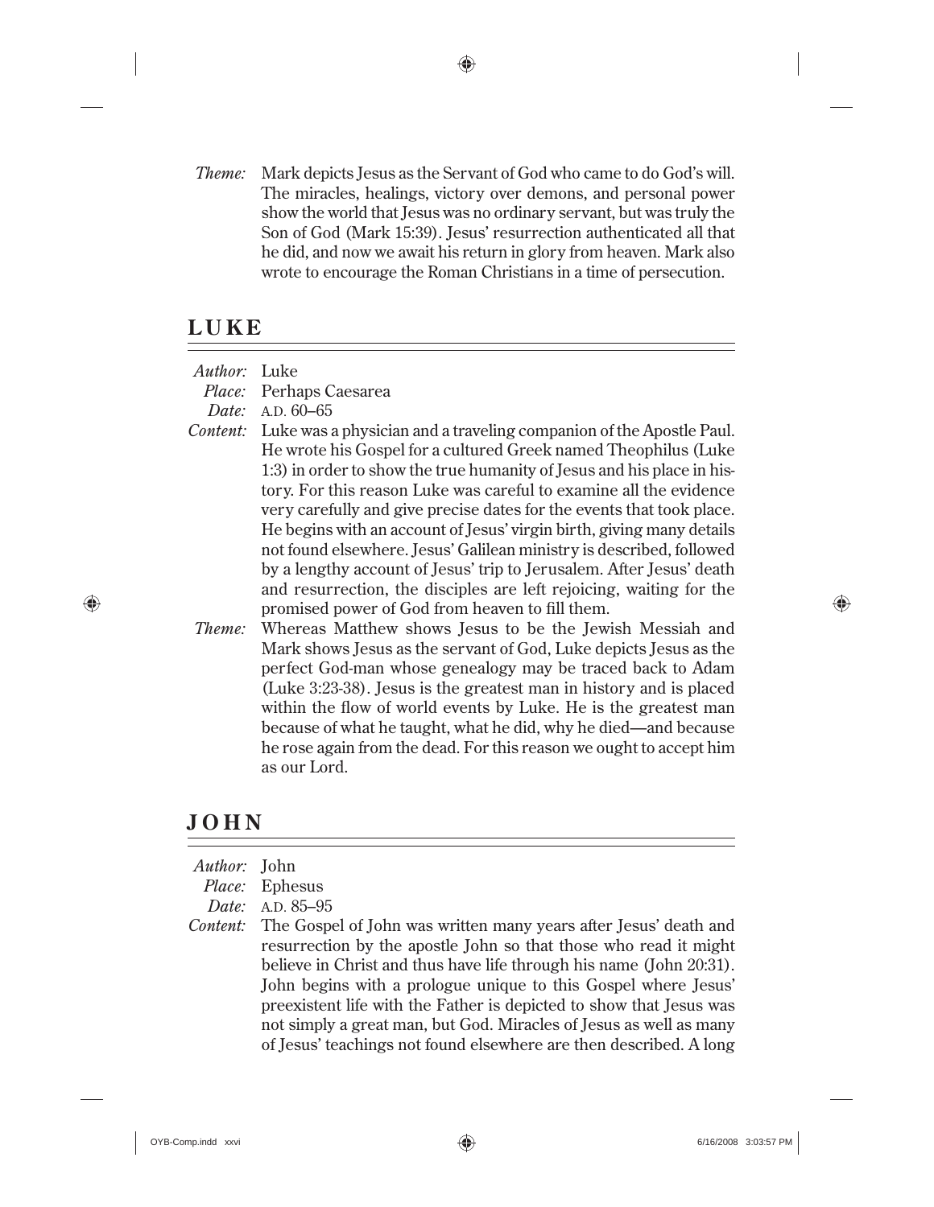*Theme:* Mark depicts Jesus as the Servant of God who came to do God's will. The miracles, healings, victory over demons, and personal power show the world that Jesus was no ordinary servant, but was truly the Son of God (Mark 15:39). Jesus' resurrection authenticated all that he did, and now we await his return in glory from heaven. Mark also wrote to encourage the Roman Christians in a time of persecution.

## LUKE

*Author:* Luke
*Place:* Perhaps Caesarea
*Date:* A.D. 60–65

*Content:* Luke was a physician and a traveling companion of the Apostle Paul. He wrote his Gospel for a cultured Greek named Theophilus (Luke 1:3) in order to show the true humanity of Jesus and his place in history. For this reason Luke was careful to examine all the evidence very carefully and give precise dates for the events that took place. He begins with an account of Jesus' virgin birth, giving many details not found elsewhere. Jesus' Galilean ministry is described, followed by a lengthy account of Jesus' trip to Jerusalem. After Jesus' death and resurrection, the disciples are left rejoicing, waiting for the promised power of God from heaven to fill them.

*Theme:* Whereas Matthew shows Jesus to be the Jewish Messiah and Mark shows Jesus as the servant of God, Luke depicts Jesus as the perfect God-man whose genealogy may be traced back to Adam (Luke 3:23-38). Jesus is the greatest man in history and is placed within the flow of world events by Luke. He is the greatest man because of what he taught, what he did, why he died—and because he rose again from the dead. For this reason we ought to accept him as our Lord.

## JOHN

*Author:* John
*Place:* Ephesus
*Date:* A.D. 85–95

*Content:* The Gospel of John was written many years after Jesus' death and resurrection by the apostle John so that those who read it might believe in Christ and thus have life through his name (John 20:31). John begins with a prologue unique to this Gospel where Jesus' preexistent life with the Father is depicted to show that Jesus was not simply a great man, but God. Miracles of Jesus as well as many of Jesus' teachings not found elsewhere are then described. A long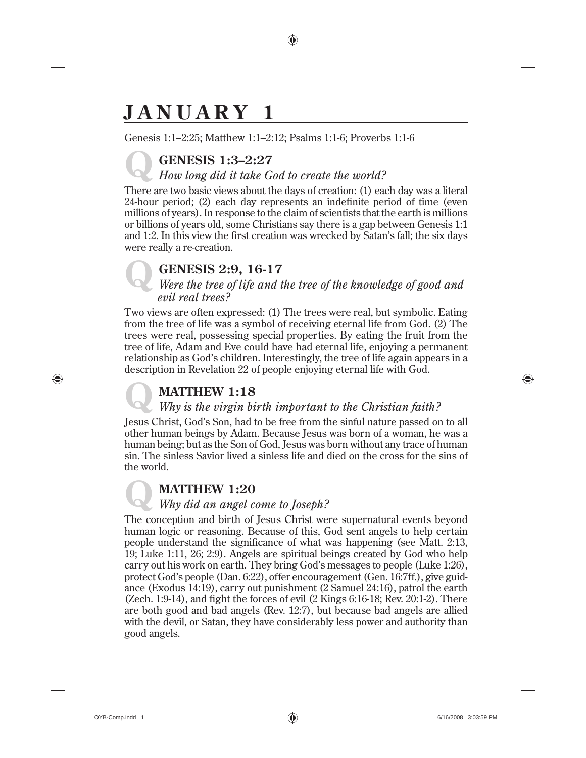# JANUARY 1

Genesis 1:1–2:25; Matthew 1:1–2:12; Psalms 1:1-6; Proverbs 1:1-6

## Q GENESIS 1:3–2:27

*How long did it take God to create the world?*

There are two basic views about the days of creation: (1) each day was a literal 24-hour period; (2) each day represents an indefinite period of time (even millions of years). In response to the claim of scientists that the earth is millions or billions of years old, some Christians say there is a gap between Genesis 1:1 and 1:2. In this view the first creation was wrecked by Satan's fall; the six days were really a re-creation.

## Q GENESIS 2:9, 16-17

*Were the tree of life and the tree of the knowledge of good and evil real trees?*

Two views are often expressed: (1) The trees were real, but symbolic. Eating from the tree of life was a symbol of receiving eternal life from God. (2) The trees were real, possessing special properties. By eating the fruit from the tree of life, Adam and Eve could have had eternal life, enjoying a permanent relationship as God's children. Interestingly, the tree of life again appears in a description in Revelation 22 of people enjoying eternal life with God.

## Q MATTHEW 1:18

*Why is the virgin birth important to the Christian faith?*

Jesus Christ, God's Son, had to be free from the sinful nature passed on to all other human beings by Adam. Because Jesus was born of a woman, he was a human being; but as the Son of God, Jesus was born without any trace of human sin. The sinless Savior lived a sinless life and died on the cross for the sins of the world.

## Q MATTHEW 1:20

*Why did an angel come to Joseph?*

The conception and birth of Jesus Christ were supernatural events beyond human logic or reasoning. Because of this, God sent angels to help certain people understand the significance of what was happening (see Matt. 2:13, 19; Luke 1:11, 26; 2:9). Angels are spiritual beings created by God who help carry out his work on earth. They bring God's messages to people (Luke 1:26), protect God's people (Dan. 6:22), offer encouragement (Gen. 16:7ff.), give guidance (Exodus 14:19), carry out punishment (2 Samuel 24:16), patrol the earth (Zech. 1:9-14), and fight the forces of evil (2 Kings 6:16-18; Rev. 20:1-2). There are both good and bad angels (Rev. 12:7), but because bad angels are allied with the devil, or Satan, they have considerably less power and authority than good angels.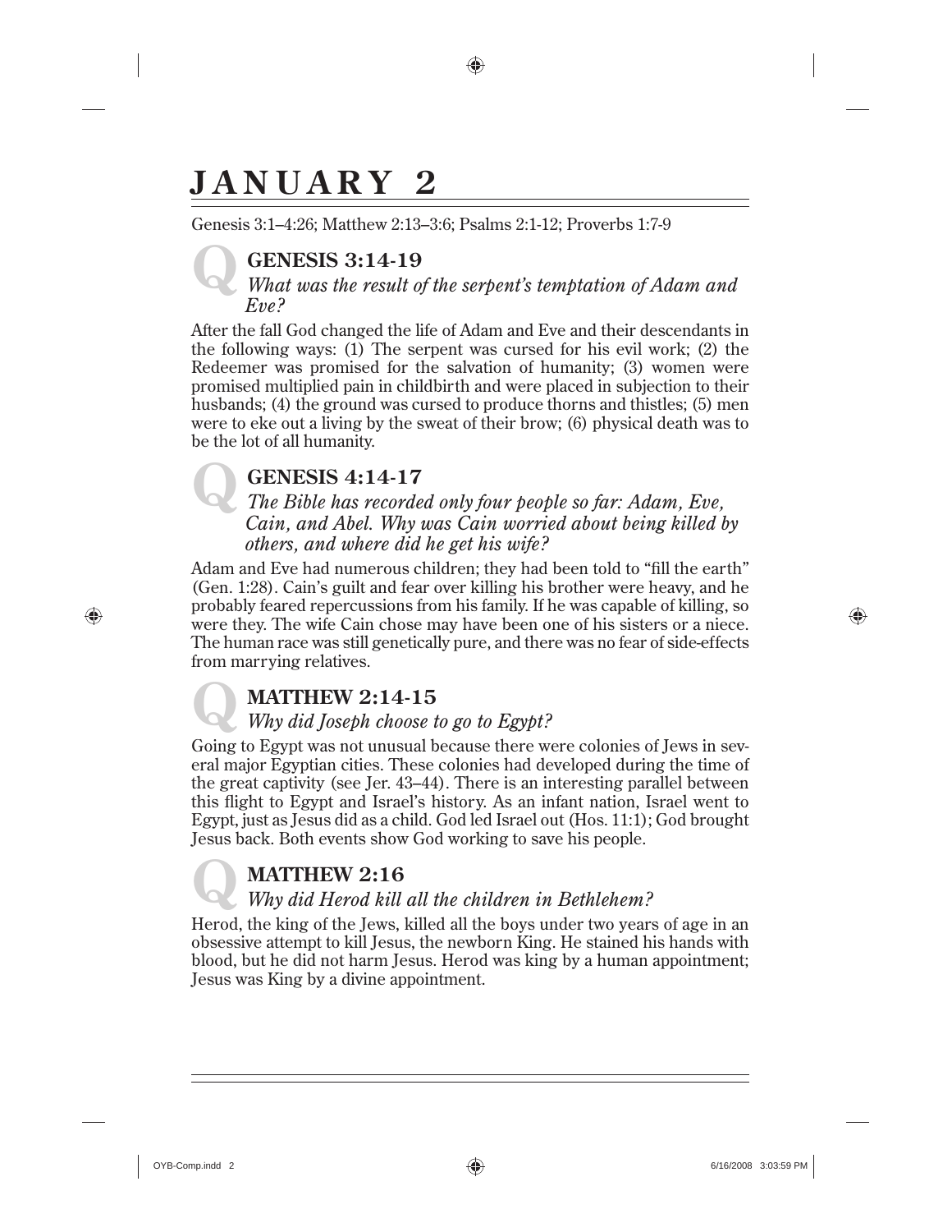# JANUARY 2

Genesis 3:1–4:26; Matthew 2:13–3:6; Psalms 2:1-12; Proverbs 1:7-9

## Q GENESIS 3:14-19

*What was the result of the serpent's temptation of Adam and Eve?*

After the fall God changed the life of Adam and Eve and their descendants in the following ways: (1) The serpent was cursed for his evil work; (2) the Redeemer was promised for the salvation of humanity; (3) women were promised multiplied pain in childbirth and were placed in subjection to their husbands; (4) the ground was cursed to produce thorns and thistles; (5) men were to eke out a living by the sweat of their brow; (6) physical death was to be the lot of all humanity.

## Q GENESIS 4:14-17

*The Bible has recorded only four people so far: Adam, Eve, Cain, and Abel. Why was Cain worried about being killed by others, and where did he get his wife?*

Adam and Eve had numerous children; they had been told to "fill the earth" (Gen. 1:28). Cain's guilt and fear over killing his brother were heavy, and he probably feared repercussions from his family. If he was capable of killing, so were they. The wife Cain chose may have been one of his sisters or a niece. The human race was still genetically pure, and there was no fear of side-effects from marrying relatives.

## Q MATTHEW 2:14-15

*Why did Joseph choose to go to Egypt?*

Going to Egypt was not unusual because there were colonies of Jews in several major Egyptian cities. These colonies had developed during the time of the great captivity (see Jer. 43–44). There is an interesting parallel between this flight to Egypt and Israel's history. As an infant nation, Israel went to Egypt, just as Jesus did as a child. God led Israel out (Hos. 11:1); God brought Jesus back. Both events show God working to save his people.

## Q MATTHEW 2:16

*Why did Herod kill all the children in Bethlehem?*

Herod, the king of the Jews, killed all the boys under two years of age in an obsessive attempt to kill Jesus, the newborn King. He stained his hands with blood, but he did not harm Jesus. Herod was king by a human appointment; Jesus was King by a divine appointment.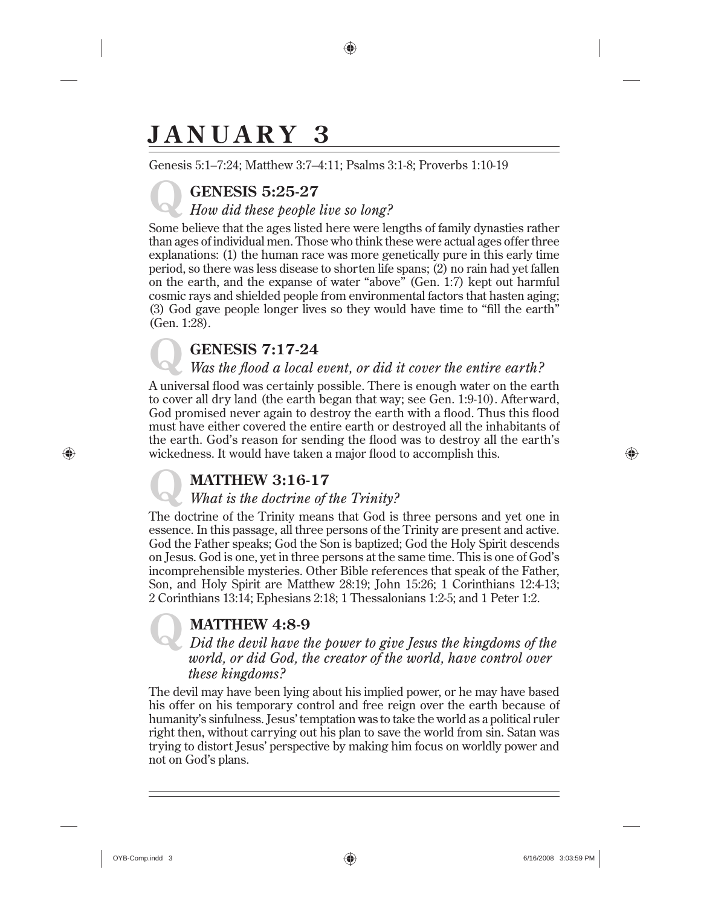# JANUARY 3

Genesis 5:1–7:24; Matthew 3:7–4:11; Psalms 3:1-8; Proverbs 1:10-19

## GENESIS 5:25-27

*How did these people live so long?*

Some believe that the ages listed here were lengths of family dynasties rather than ages of individual men. Those who think these were actual ages offer three explanations: (1) the human race was more genetically pure in this early time period, so there was less disease to shorten life spans; (2) no rain had yet fallen on the earth, and the expanse of water "above" (Gen. 1:7) kept out harmful cosmic rays and shielded people from environmental factors that hasten aging; (3) God gave people longer lives so they would have time to "fill the earth" (Gen. 1:28).

## GENESIS 7:17-24

*Was the flood a local event, or did it cover the entire earth?*

A universal flood was certainly possible. There is enough water on the earth to cover all dry land (the earth began that way; see Gen. 1:9-10). Afterward, God promised never again to destroy the earth with a flood. Thus this flood must have either covered the entire earth or destroyed all the inhabitants of the earth. God's reason for sending the flood was to destroy all the earth's wickedness. It would have taken a major flood to accomplish this.

## MATTHEW 3:16-17

*What is the doctrine of the Trinity?*

The doctrine of the Trinity means that God is three persons and yet one in essence. In this passage, all three persons of the Trinity are present and active. God the Father speaks; God the Son is baptized; God the Holy Spirit descends on Jesus. God is one, yet in three persons at the same time. This is one of God's incomprehensible mysteries. Other Bible references that speak of the Father, Son, and Holy Spirit are Matthew 28:19; John 15:26; 1 Corinthians 12:4-13; 2 Corinthians 13:14; Ephesians 2:18; 1 Thessalonians 1:2-5; and 1 Peter 1:2.

## MATTHEW 4:8-9

*Did the devil have the power to give Jesus the kingdoms of the world, or did God, the creator of the world, have control over these kingdoms?*

The devil may have been lying about his implied power, or he may have based his offer on his temporary control and free reign over the earth because of humanity's sinfulness. Jesus' temptation was to take the world as a political ruler right then, without carrying out his plan to save the world from sin. Satan was trying to distort Jesus' perspective by making him focus on worldly power and not on God's plans.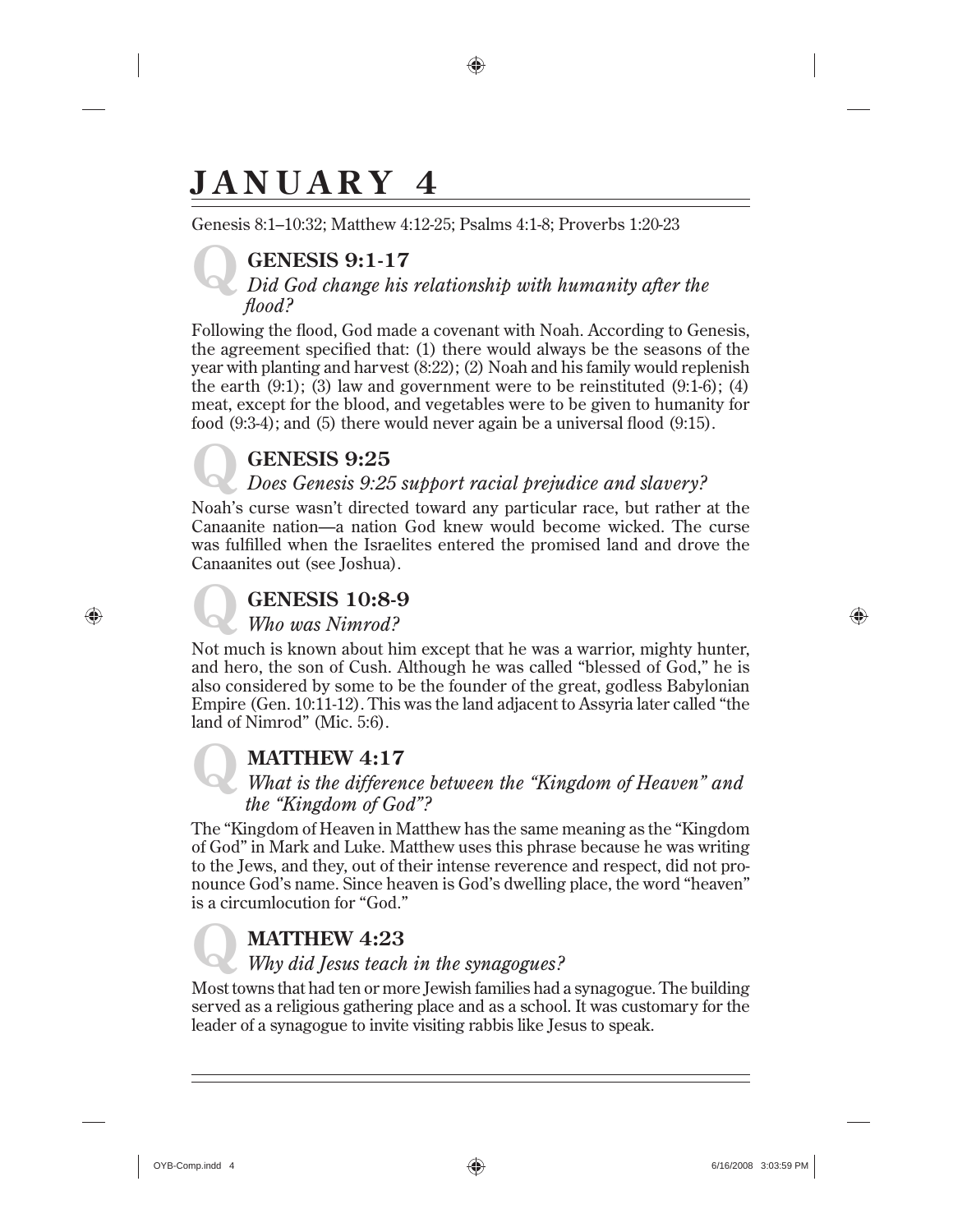# JANUARY 4

Genesis 8:1–10:32; Matthew 4:12-25; Psalms 4:1-8; Proverbs 1:20-23

## GENESIS 9:1-17

*Did God change his relationship with humanity after the flood?*

Following the flood, God made a covenant with Noah. According to Genesis, the agreement specified that: (1) there would always be the seasons of the year with planting and harvest (8:22); (2) Noah and his family would replenish the earth (9:1); (3) law and government were to be reinstituted (9:1-6); (4) meat, except for the blood, and vegetables were to be given to humanity for food (9:3-4); and (5) there would never again be a universal flood (9:15).

## GENESIS 9:25

*Does Genesis 9:25 support racial prejudice and slavery?*

Noah's curse wasn't directed toward any particular race, but rather at the Canaanite nation—a nation God knew would become wicked. The curse was fulfilled when the Israelites entered the promised land and drove the Canaanites out (see Joshua).

## GENESIS 10:8-9

*Who was Nimrod?*

Not much is known about him except that he was a warrior, mighty hunter, and hero, the son of Cush. Although he was called "blessed of God," he is also considered by some to be the founder of the great, godless Babylonian Empire (Gen. 10:11-12). This was the land adjacent to Assyria later called "the land of Nimrod" (Mic. 5:6).

## MATTHEW 4:17

*What is the difference between the "Kingdom of Heaven" and the "Kingdom of God"?*

The "Kingdom of Heaven in Matthew has the same meaning as the "Kingdom of God" in Mark and Luke. Matthew uses this phrase because he was writing to the Jews, and they, out of their intense reverence and respect, did not pronounce God's name. Since heaven is God's dwelling place, the word "heaven" is a circumlocution for "God."

## MATTHEW 4:23

*Why did Jesus teach in the synagogues?*

Most towns that had ten or more Jewish families had a synagogue. The building served as a religious gathering place and as a school. It was customary for the leader of a synagogue to invite visiting rabbis like Jesus to speak.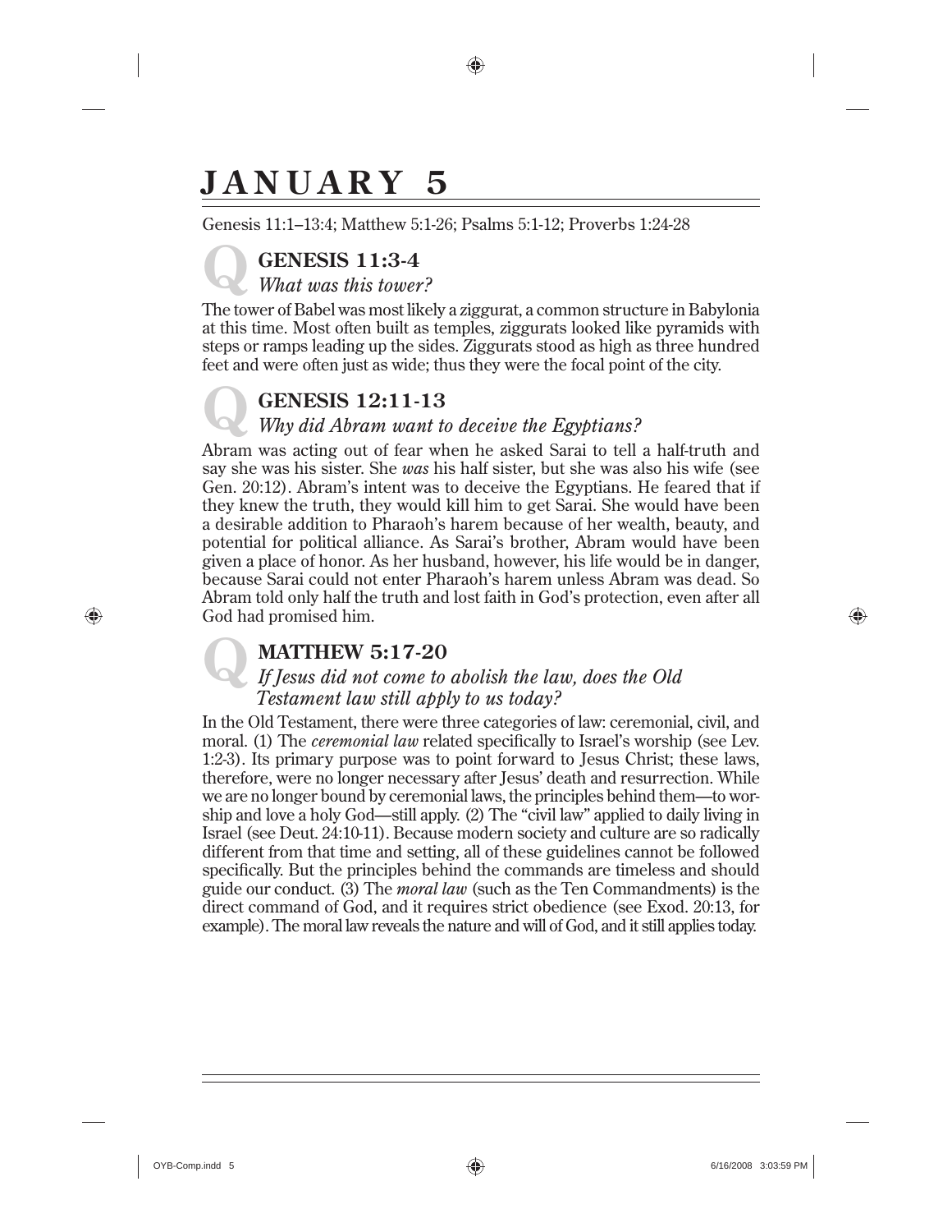# JANUARY 5

Genesis 11:1–13:4; Matthew 5:1-26; Psalms 5:1-12; Proverbs 1:24-28

### GENESIS 11:3-4

*What was this tower?*

The tower of Babel was most likely a ziggurat, a common structure in Babylonia at this time. Most often built as temples, ziggurats looked like pyramids with steps or ramps leading up the sides. Ziggurats stood as high as three hundred feet and were often just as wide; thus they were the focal point of the city.

### GENESIS 12:11-13

*Why did Abram want to deceive the Egyptians?*

Abram was acting out of fear when he asked Sarai to tell a half-truth and say she was his sister. She *was* his half sister, but she was also his wife (see Gen. 20:12). Abram's intent was to deceive the Egyptians. He feared that if they knew the truth, they would kill him to get Sarai. She would have been a desirable addition to Pharaoh's harem because of her wealth, beauty, and potential for political alliance. As Sarai's brother, Abram would have been given a place of honor. As her husband, however, his life would be in danger, because Sarai could not enter Pharaoh's harem unless Abram was dead. So Abram told only half the truth and lost faith in God's protection, even after all God had promised him.

### MATTHEW 5:17-20

*If Jesus did not come to abolish the law, does the Old Testament law still apply to us today?*

In the Old Testament, there were three categories of law: ceremonial, civil, and moral. (1) The *ceremonial law* related specifically to Israel's worship (see Lev. 1:2-3). Its primary purpose was to point forward to Jesus Christ; these laws, therefore, were no longer necessary after Jesus' death and resurrection. While we are no longer bound by ceremonial laws, the principles behind them—to worship and love a holy God—still apply. (2) The "civil law" applied to daily living in Israel (see Deut. 24:10-11). Because modern society and culture are so radically different from that time and setting, all of these guidelines cannot be followed specifically. But the principles behind the commands are timeless and should guide our conduct. (3) The *moral law* (such as the Ten Commandments) is the direct command of God, and it requires strict obedience (see Exod. 20:13, for example). The moral law reveals the nature and will of God, and it still applies today.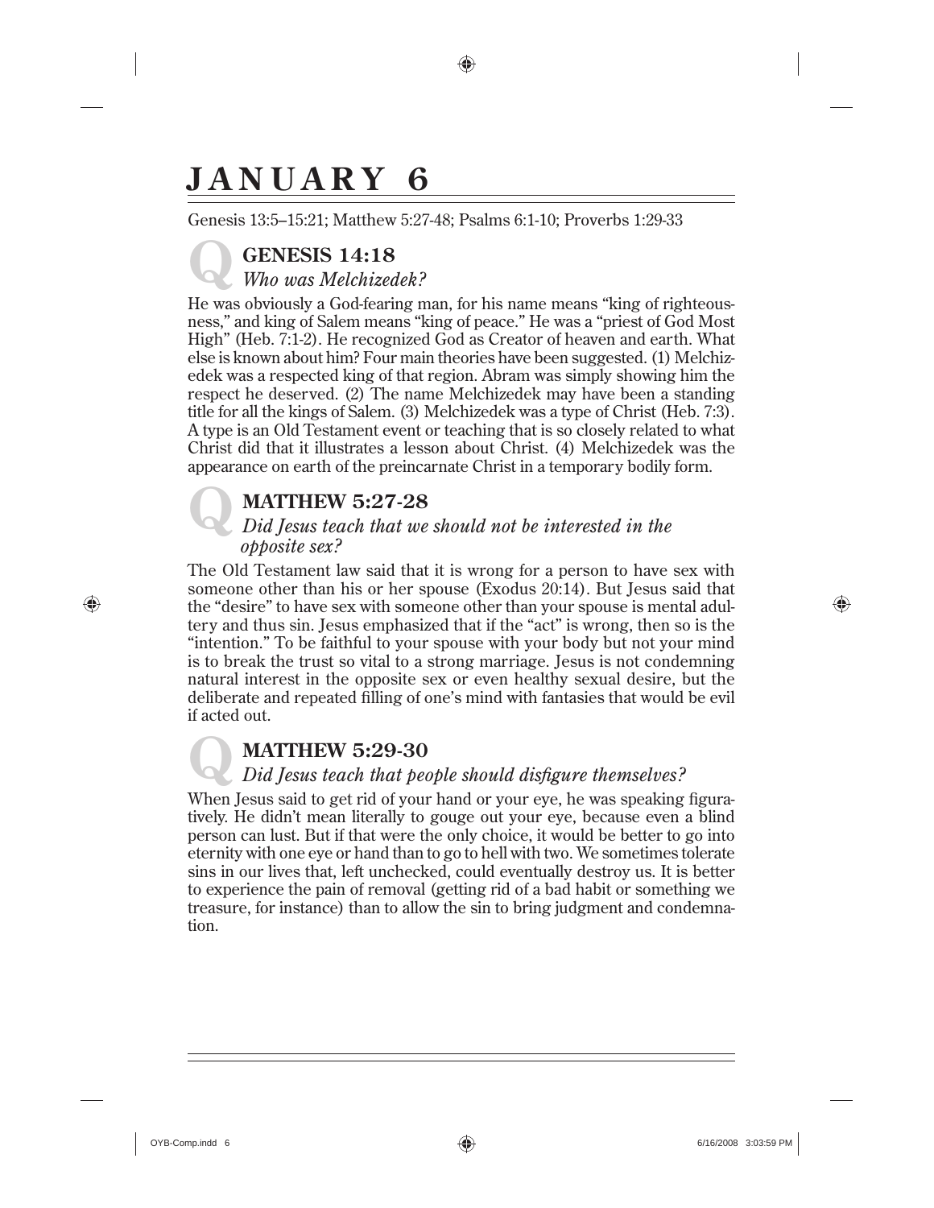# JANUARY 6

Genesis 13:5–15:21; Matthew 5:27-48; Psalms 6:1-10; Proverbs 1:29-33

## GENESIS 14:18

*Who was Melchizedek?*

He was obviously a God-fearing man, for his name means "king of righteousness," and king of Salem means "king of peace." He was a "priest of God Most High" (Heb. 7:1-2). He recognized God as Creator of heaven and earth. What else is known about him? Four main theories have been suggested. (1) Melchizedek was a respected king of that region. Abram was simply showing him the respect he deserved. (2) The name Melchizedek may have been a standing title for all the kings of Salem. (3) Melchizedek was a type of Christ (Heb. 7:3). A type is an Old Testament event or teaching that is so closely related to what Christ did that it illustrates a lesson about Christ. (4) Melchizedek was the appearance on earth of the preincarnate Christ in a temporary bodily form.

## MATTHEW 5:27-28

*Did Jesus teach that we should not be interested in the opposite sex?*

The Old Testament law said that it is wrong for a person to have sex with someone other than his or her spouse (Exodus 20:14). But Jesus said that the "desire" to have sex with someone other than your spouse is mental adultery and thus sin. Jesus emphasized that if the "act" is wrong, then so is the "intention." To be faithful to your spouse with your body but not your mind is to break the trust so vital to a strong marriage. Jesus is not condemning natural interest in the opposite sex or even healthy sexual desire, but the deliberate and repeated filling of one's mind with fantasies that would be evil if acted out.

## MATTHEW 5:29-30

*Did Jesus teach that people should disfigure themselves?*

When Jesus said to get rid of your hand or your eye, he was speaking figuratively. He didn't mean literally to gouge out your eye, because even a blind person can lust. But if that were the only choice, it would be better to go into eternity with one eye or hand than to go to hell with two. We sometimes tolerate sins in our lives that, left unchecked, could eventually destroy us. It is better to experience the pain of removal (getting rid of a bad habit or something we treasure, for instance) than to allow the sin to bring judgment and condemnation.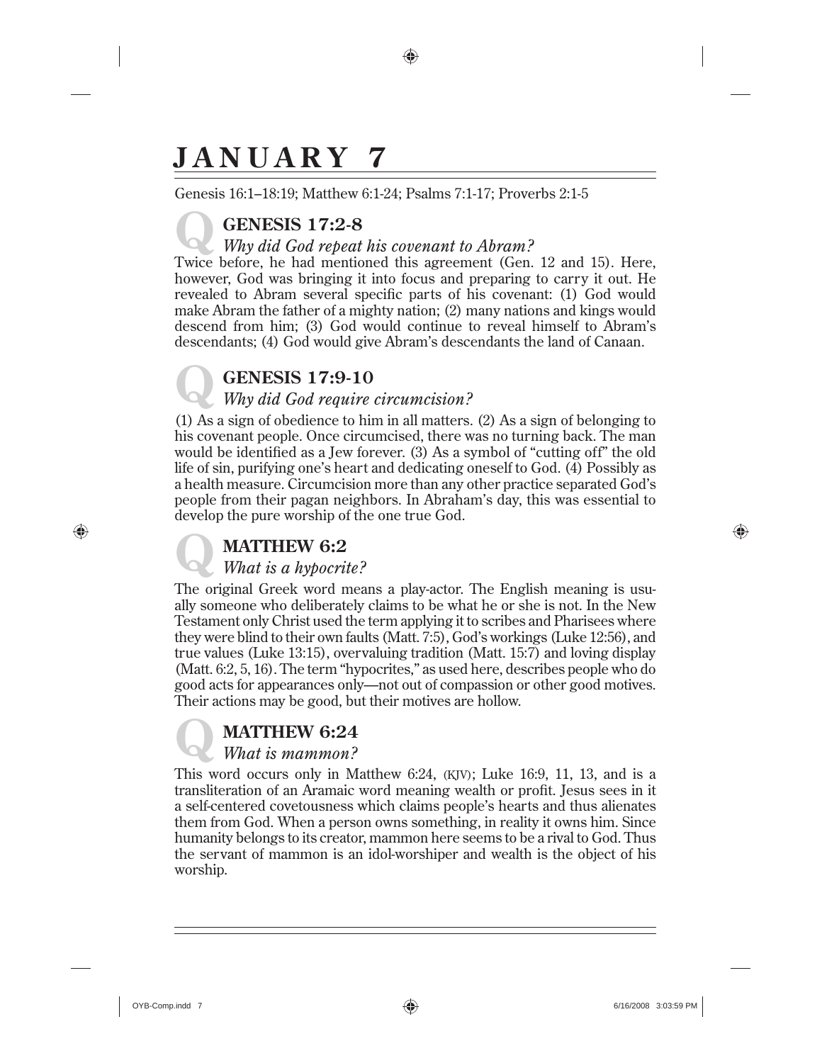# JANUARY 7

Genesis 16:1–18:19; Matthew 6:1-24; Psalms 7:1-17; Proverbs 2:1-5

### GENESIS 17:2-8

*Why did God repeat his covenant to Abram?*

Twice before, he had mentioned this agreement (Gen. 12 and 15). Here, however, God was bringing it into focus and preparing to carry it out. He revealed to Abram several specific parts of his covenant: (1) God would make Abram the father of a mighty nation; (2) many nations and kings would descend from him; (3) God would continue to reveal himself to Abram's descendants; (4) God would give Abram's descendants the land of Canaan.

### GENESIS 17:9-10

*Why did God require circumcision?*

(1) As a sign of obedience to him in all matters. (2) As a sign of belonging to his covenant people. Once circumcised, there was no turning back. The man would be identified as a Jew forever. (3) As a symbol of "cutting off" the old life of sin, purifying one's heart and dedicating oneself to God. (4) Possibly as a health measure. Circumcision more than any other practice separated God's people from their pagan neighbors. In Abraham's day, this was essential to develop the pure worship of the one true God.

### MATTHEW 6:2

*What is a hypocrite?*

The original Greek word means a play-actor. The English meaning is usually someone who deliberately claims to be what he or she is not. In the New Testament only Christ used the term applying it to scribes and Pharisees where they were blind to their own faults (Matt. 7:5), God's workings (Luke 12:56), and true values (Luke 13:15), overvaluing tradition (Matt. 15:7) and loving display (Matt. 6:2, 5, 16). The term "hypocrites," as used here, describes people who do good acts for appearances only—not out of compassion or other good motives. Their actions may be good, but their motives are hollow.

### MATTHEW 6:24

*What is mammon?*

This word occurs only in Matthew 6:24, (KJV); Luke 16:9, 11, 13, and is a transliteration of an Aramaic word meaning wealth or profit. Jesus sees in it a self-centered covetousness which claims people's hearts and thus alienates them from God. When a person owns something, in reality it owns him. Since humanity belongs to its creator, mammon here seems to be a rival to God. Thus the servant of mammon is an idol-worshiper and wealth is the object of his worship.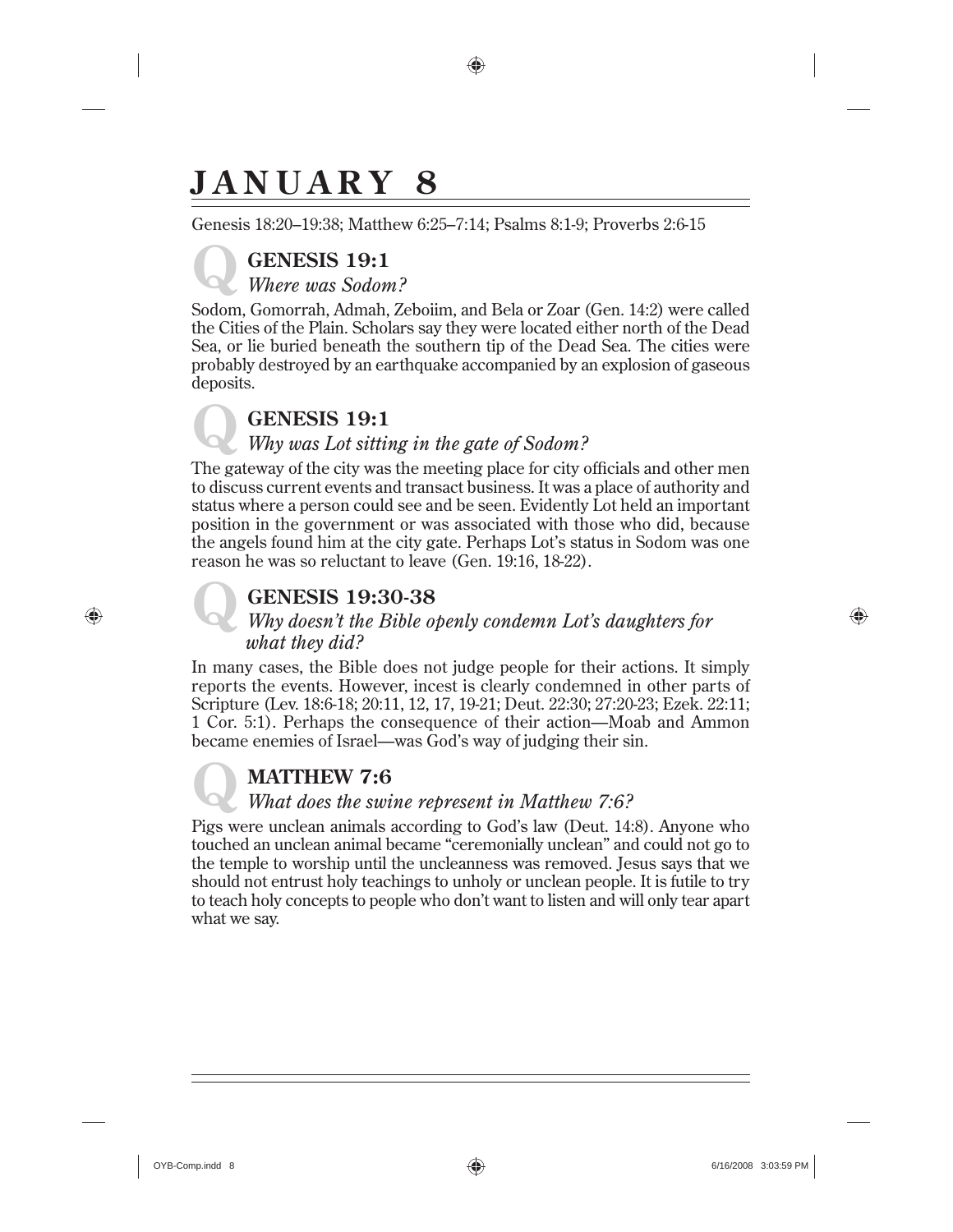# JANUARY 8

Genesis 18:20–19:38; Matthew 6:25–7:14; Psalms 8:1-9; Proverbs 2:6-15

## GENESIS 19:1

*Where was Sodom?*

Sodom, Gomorrah, Admah, Zeboiim, and Bela or Zoar (Gen. 14:2) were called the Cities of the Plain. Scholars say they were located either north of the Dead Sea, or lie buried beneath the southern tip of the Dead Sea. The cities were probably destroyed by an earthquake accompanied by an explosion of gaseous deposits.

## GENESIS 19:1

*Why was Lot sitting in the gate of Sodom?*

The gateway of the city was the meeting place for city officials and other men to discuss current events and transact business. It was a place of authority and status where a person could see and be seen. Evidently Lot held an important position in the government or was associated with those who did, because the angels found him at the city gate. Perhaps Lot's status in Sodom was one reason he was so reluctant to leave (Gen. 19:16, 18-22).

## GENESIS 19:30-38

*Why doesn't the Bible openly condemn Lot's daughters for what they did?*

In many cases, the Bible does not judge people for their actions. It simply reports the events. However, incest is clearly condemned in other parts of Scripture (Lev. 18:6-18; 20:11, 12, 17, 19-21; Deut. 22:30; 27:20-23; Ezek. 22:11; 1 Cor. 5:1). Perhaps the consequence of their action—Moab and Ammon became enemies of Israel—was God's way of judging their sin.

## MATTHEW 7:6

*What does the swine represent in Matthew 7:6?*

Pigs were unclean animals according to God's law (Deut. 14:8). Anyone who touched an unclean animal became "ceremonially unclean" and could not go to the temple to worship until the uncleanness was removed. Jesus says that we should not entrust holy teachings to unholy or unclean people. It is futile to try to teach holy concepts to people who don't want to listen and will only tear apart what we say.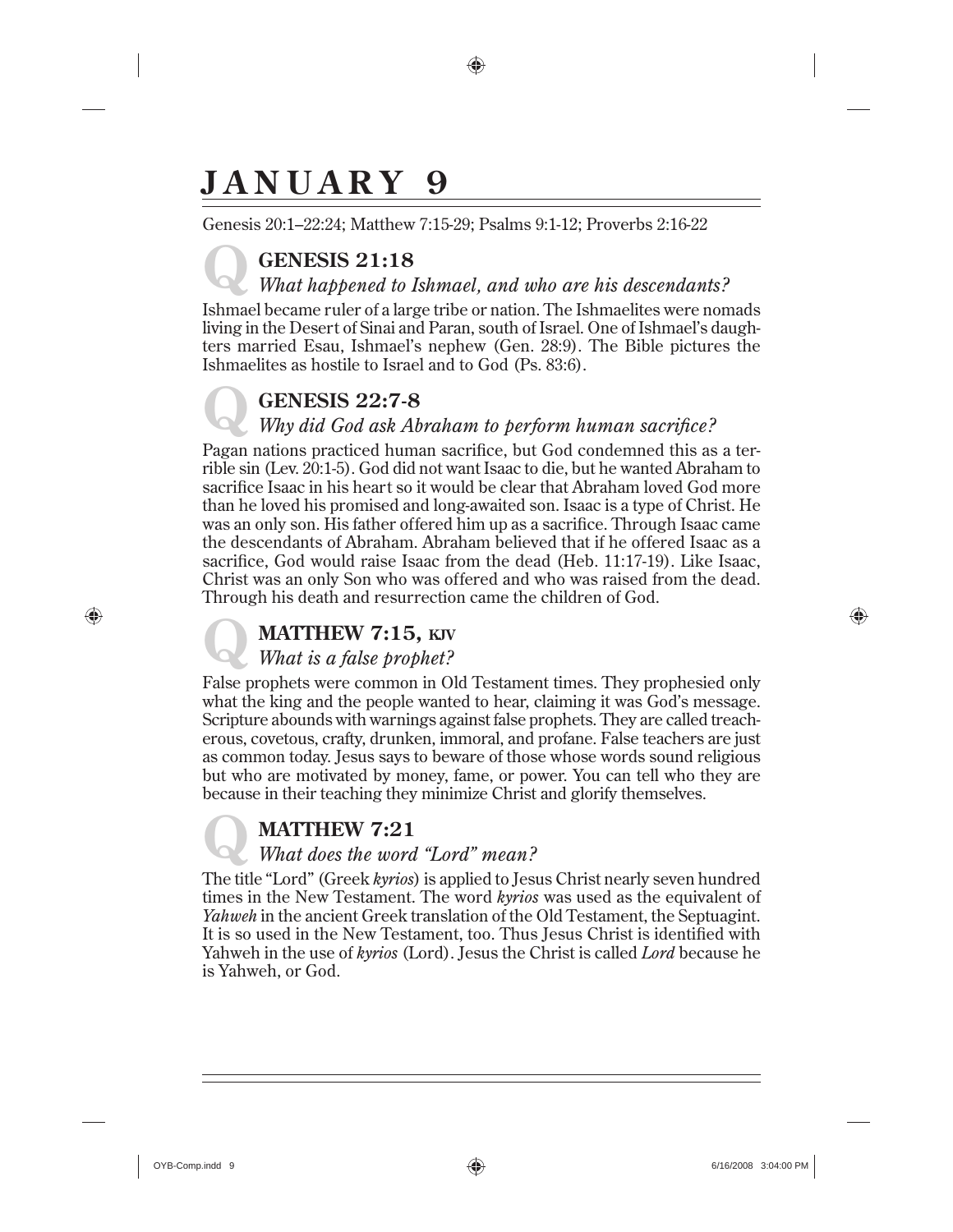# JANUARY 9

Genesis 20:1–22:24; Matthew 7:15-29; Psalms 9:1-12; Proverbs 2:16-22

## GENESIS 21:18

*What happened to Ishmael, and who are his descendants?*

Ishmael became ruler of a large tribe or nation. The Ishmaelites were nomads living in the Desert of Sinai and Paran, south of Israel. One of Ishmael's daughters married Esau, Ishmael's nephew (Gen. 28:9). The Bible pictures the Ishmaelites as hostile to Israel and to God (Ps. 83:6).

## GENESIS 22:7-8

*Why did God ask Abraham to perform human sacrifice?*

Pagan nations practiced human sacrifice, but God condemned this as a terrible sin (Lev. 20:1-5). God did not want Isaac to die, but he wanted Abraham to sacrifice Isaac in his heart so it would be clear that Abraham loved God more than he loved his promised and long-awaited son. Isaac is a type of Christ. He was an only son. His father offered him up as a sacrifice. Through Isaac came the descendants of Abraham. Abraham believed that if he offered Isaac as a sacrifice, God would raise Isaac from the dead (Heb. 11:17-19). Like Isaac, Christ was an only Son who was offered and who was raised from the dead. Through his death and resurrection came the children of God.

## MATTHEW 7:15, KJV

*What is a false prophet?*

False prophets were common in Old Testament times. They prophesied only what the king and the people wanted to hear, claiming it was God's message. Scripture abounds with warnings against false prophets. They are called treacherous, covetous, crafty, drunken, immoral, and profane. False teachers are just as common today. Jesus says to beware of those whose words sound religious but who are motivated by money, fame, or power. You can tell who they are because in their teaching they minimize Christ and glorify themselves.

## MATTHEW 7:21

*What does the word "Lord" mean?*

The title "Lord" (Greek *kyrios*) is applied to Jesus Christ nearly seven hundred times in the New Testament. The word *kyrios* was used as the equivalent of *Yahweh* in the ancient Greek translation of the Old Testament, the Septuagint. It is so used in the New Testament, too. Thus Jesus Christ is identified with Yahweh in the use of *kyrios* (Lord). Jesus the Christ is called *Lord* because he is Yahweh, or God.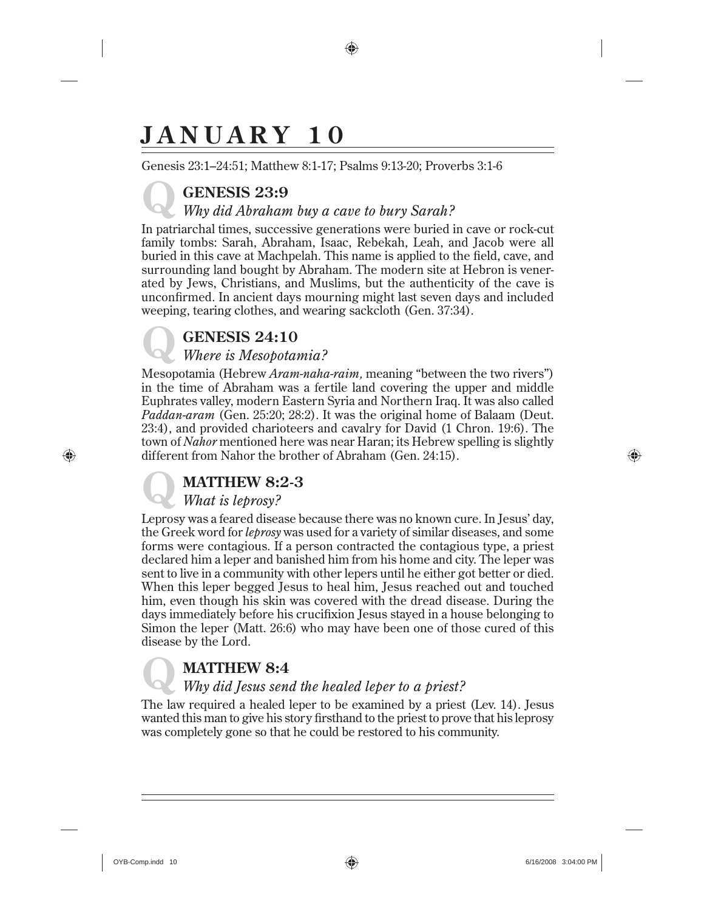# JANUARY 10

Genesis 23:1–24:51; Matthew 8:1-17; Psalms 9:13-20; Proverbs 3:1-6

## GENESIS 23:9

*Why did Abraham buy a cave to bury Sarah?*

In patriarchal times, successive generations were buried in cave or rock-cut family tombs: Sarah, Abraham, Isaac, Rebekah, Leah, and Jacob were all buried in this cave at Machpelah. This name is applied to the field, cave, and surrounding land bought by Abraham. The modern site at Hebron is venerated by Jews, Christians, and Muslims, but the authenticity of the cave is unconfirmed. In ancient days mourning might last seven days and included weeping, tearing clothes, and wearing sackcloth (Gen. 37:34).

## GENESIS 24:10

*Where is Mesopotamia?*

Mesopotamia (Hebrew *Aram-naha-raim,* meaning "between the two rivers") in the time of Abraham was a fertile land covering the upper and middle Euphrates valley, modern Eastern Syria and Northern Iraq. It was also called *Paddan-aram* (Gen. 25:20; 28:2). It was the original home of Balaam (Deut. 23:4), and provided charioteers and cavalry for David (1 Chron. 19:6). The town of *Nahor* mentioned here was near Haran; its Hebrew spelling is slightly different from Nahor the brother of Abraham (Gen. 24:15).

## MATTHEW 8:2-3

*What is leprosy?*

Leprosy was a feared disease because there was no known cure. In Jesus' day, the Greek word for *leprosy* was used for a variety of similar diseases, and some forms were contagious. If a person contracted the contagious type, a priest declared him a leper and banished him from his home and city. The leper was sent to live in a community with other lepers until he either got better or died. When this leper begged Jesus to heal him, Jesus reached out and touched him, even though his skin was covered with the dread disease. During the days immediately before his crucifixion Jesus stayed in a house belonging to Simon the leper (Matt. 26:6) who may have been one of those cured of this disease by the Lord.

## MATTHEW 8:4

*Why did Jesus send the healed leper to a priest?*

The law required a healed leper to be examined by a priest (Lev. 14). Jesus wanted this man to give his story firsthand to the priest to prove that his leprosy was completely gone so that he could be restored to his community.